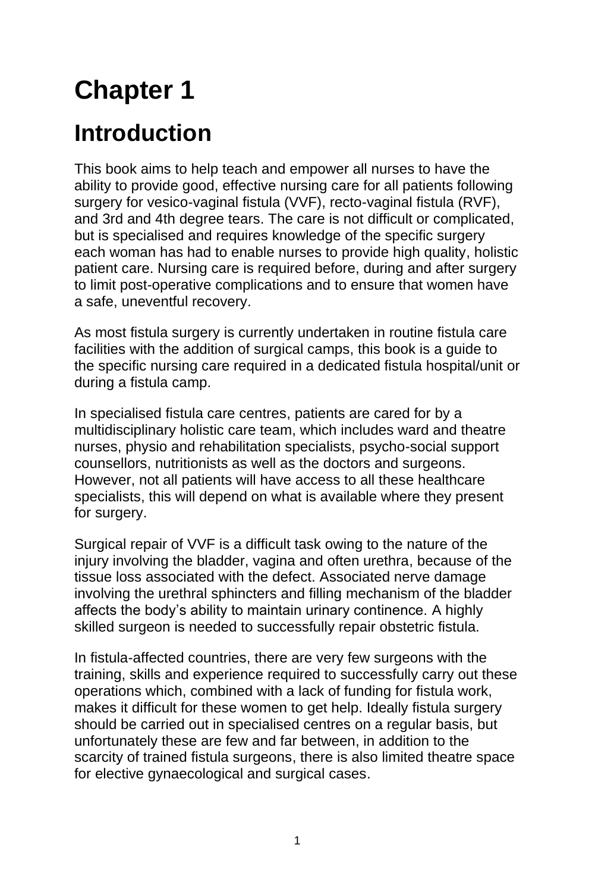# Chapter 1

## Introduction

This book aims to help teach and empower all nurses to have the ability to provide good, effective nursing care for all patients following surgery for vesico-vaginal fistula (VVF), recto-vaginal fistula (RVF), and 3rd and 4th degree tears. The care is not difficult or complicated, but is specialised and requires knowledge of the specific surgery each woman has had to enable nurses to provide high quality, holistic patient care. Nursing care is required before, during and after surgery to limit post-operative complications and to ensure that women have a safe, uneventful recovery.

As most fistula surgery is currently undertaken in routine fistula care facilities with the addition of surgical camps, this book is a guide to the specific nursing care required in a dedicated fistula hospital/unit or during a fistula camp.

In specialised fistula care centres, patients are cared for by a multidisciplinary holistic care team, which includes ward and theatre nurses, physio and rehabilitation specialists, psycho-social support counsellors, nutritionists as well as the doctors and surgeons. However, not all patients will have access to all these healthcare specialists, this will depend on what is available where they present for surgery.

Surgical repair of VVF is a difficult task owing to the nature of the injury involving the bladder, vagina and often urethra, because of the tissue loss associated with the defect. Associated nerve damage involving the urethral sphincters and filling mechanism of the bladder affects the body's ability to maintain urinary continence. A highly skilled surgeon is needed to successfully repair obstetric fistula.

In fistula-affected countries, there are very few surgeons with the training, skills and experience required to successfully carry out these operations which, combined with a lack of funding for fistula work, makes it difficult for these women to get help. Ideally fistula surgery should be carried out in specialised centres on a regular basis, but unfortunately these are few and far between, in addition to the scarcity of trained fistula surgeons, there is also limited theatre space for elective gynaecological and surgical cases.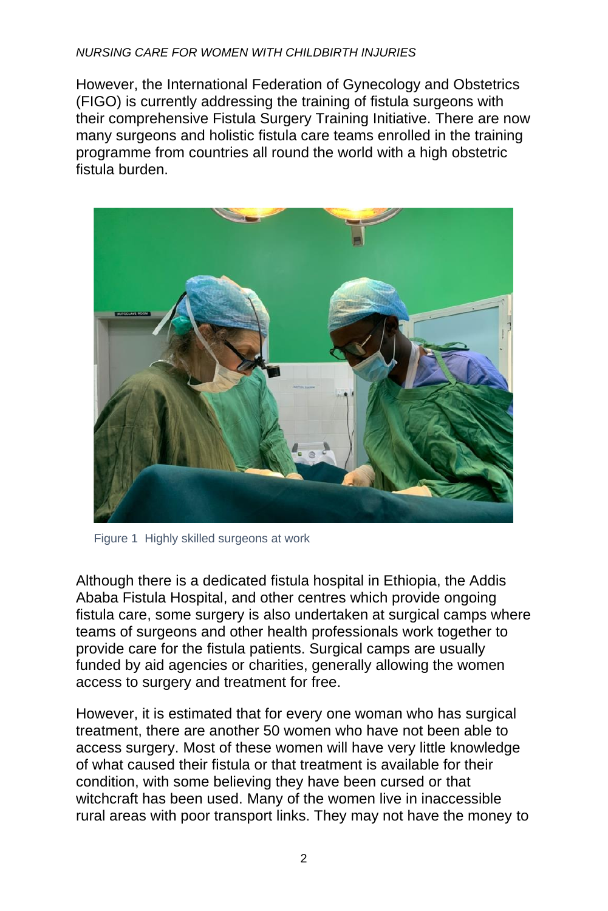However, the International Federation of Gynecology and Obstetrics (FIGO) is currently addressing the training of fistula surgeons with their comprehensive Fistula Surgery Training Initiative. There are now many surgeons and holistic fistula care teams enrolled in the training programme from countries all round the world with a high obstetric fistula burden.

Figure 1 Highly skilled surgeons at work

Although there is a dedicated fistula hospital in Ethiopia, the Addis Ababa Fistula Hospital, and other centres which provide ongoing fistula care, some surgery is also undertaken at surgical camps where teams of surgeons and other health professionals work together to provide care for the fistula patients. Surgical camps are usually funded by aid agencies or charities, generally allowing the women access to surgery and treatment for free.

However, it is estimated that for every one woman who has surgical treatment, there are another 50 women who have not been able to access surgery. Most of these women will have very little knowledge of what caused their fistula or that treatment is available for their condition, with some believing they have been cursed or that witchcraft has been used. Many of the women live in inaccessible rural areas with poor transport links. They may not have the money to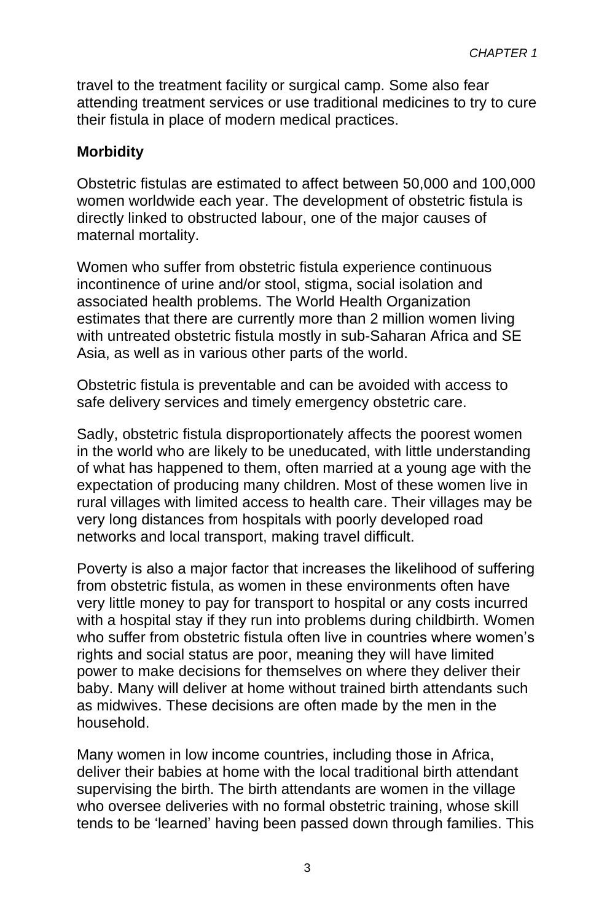travel to the treatment facility or surgical camp. Some also fear attending treatment services or use traditional medicines to try to cure their fistula in place of modern medical practices.

**Morbidity**

Obstetric fistulas are estimated to affect between 50,000 and 100,000 women worldwide each year. The development of obstetric fistula is directly linked to obstructed labour, one of the major causes of maternal mortality.

Women who suffer from obstetric fistula experience continuous incontinence of urine and/or stool, stigma, social isolation and associated health problems. The World Health Organization estimates that there are currently more than 2 million women living with untreated obstetric fistula mostly in sub-Saharan Africa and SE Asia, as well as in various other parts of the world.

Obstetric fistula is preventable and can be avoided with access to safe delivery services and timely emergency obstetric care.

Sadly, obstetric fistula disproportionately affects the poorest women in the world who are likely to be uneducated, with little understanding of what has happened to them, often married at a young age with the expectation of producing many children. Most of these women live in rural villages with limited access to health care. Their villages may be very long distances from hospitals with poorly developed road networks and local transport, making travel difficult.

Poverty is also a major factor that increases the likelihood of suffering from obstetric fistula, as women in these environments often have very little money to pay for transport to hospital or any costs incurred with a hospital stay if they run into problems during childbirth. Women who suffer from obstetric fistula often live in countries where women's rights and social status are poor, meaning they will have limited power to make decisions for themselves on where they deliver their baby. Many will deliver at home without trained birth attendants such as midwives. These decisions are often made by the men in the household.

Many women in low income countries, including those in Africa, deliver their babies at home with the local traditional birth attendant supervising the birth. The birth attendants are women in the village who oversee deliveries with no formal obstetric training, whose skill tends to be 'learned' having been passed down through families. This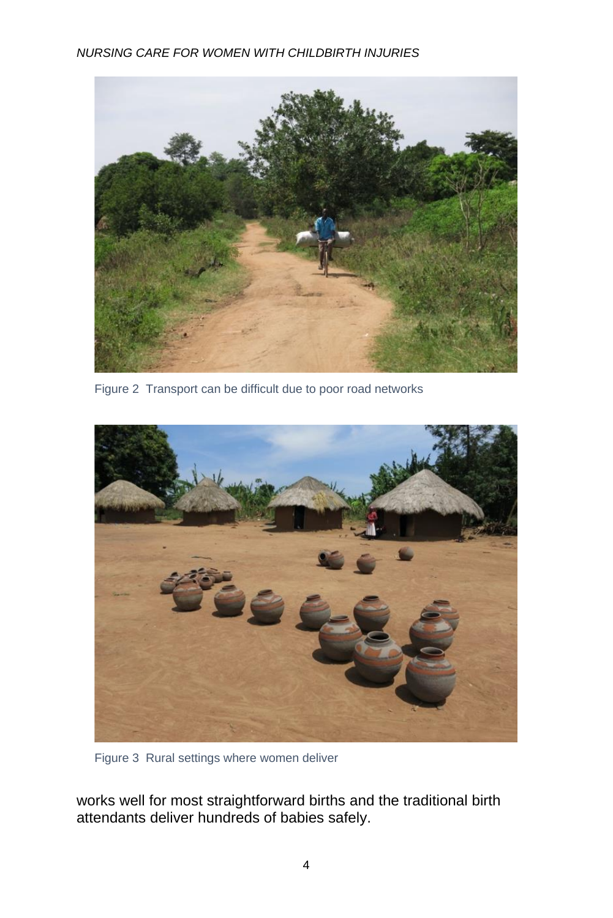Figure 2 Transport can be difficult due to poor road networks

Figure 3 Rural settings where women deliver

works well for most straightforward births and the traditional birth attendants deliver hundreds of babies safely.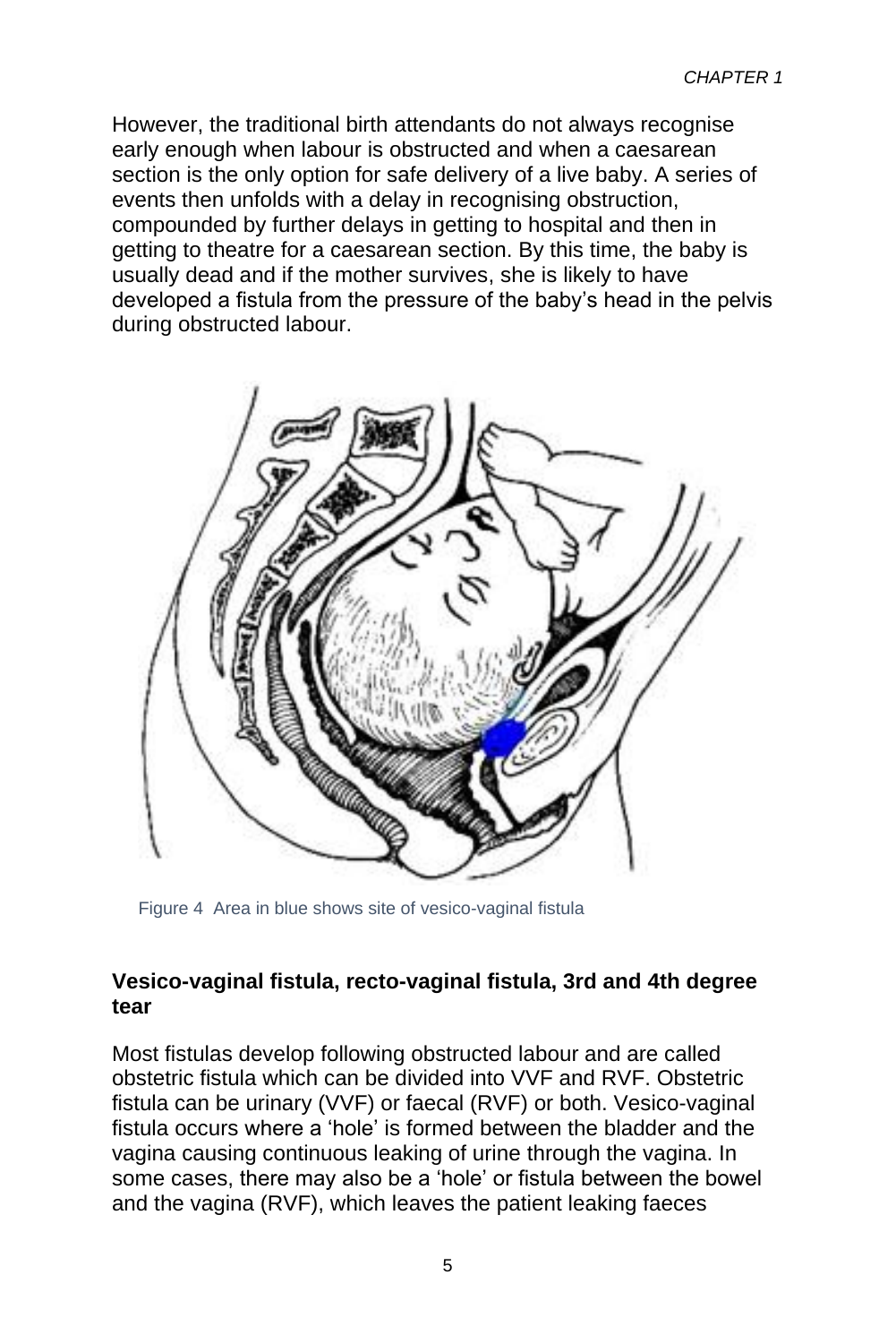However, the traditional birth attendants do not always recognise early enough when labour is obstructed and when a caesarean section is the only option for safe delivery of a live baby. A series of events then unfolds with a delay in recognising obstruction, compounded by further delays in getting to hospital and then in getting to theatre for a caesarean section. By this time, the baby is usually dead and if the mother survives, she is likely to have developed a fistula from the pressure of the baby's head in the pelvis during obstructed labour.

Figure 4 Area in blue shows site of vesico-vaginal fistula

### Vesico-vaginal fistula, recto-vaginal fistula, 3rd and 4th degree tear

Most fistulas develop following obstructed labour and are called obstetric fistula which can be divided into VVF and RVF. Obstetric fistula can be urinary (VVF) or faecal (RVF) or both. Vesico-vaginal fistula occurs where a 'hole' is formed between the bladder and the vagina causing continuous leaking of urine through the vagina. In some cases, there may also be a 'hole' or fistula between the bowel and the vagina (RVF), which leaves the patient leaking faeces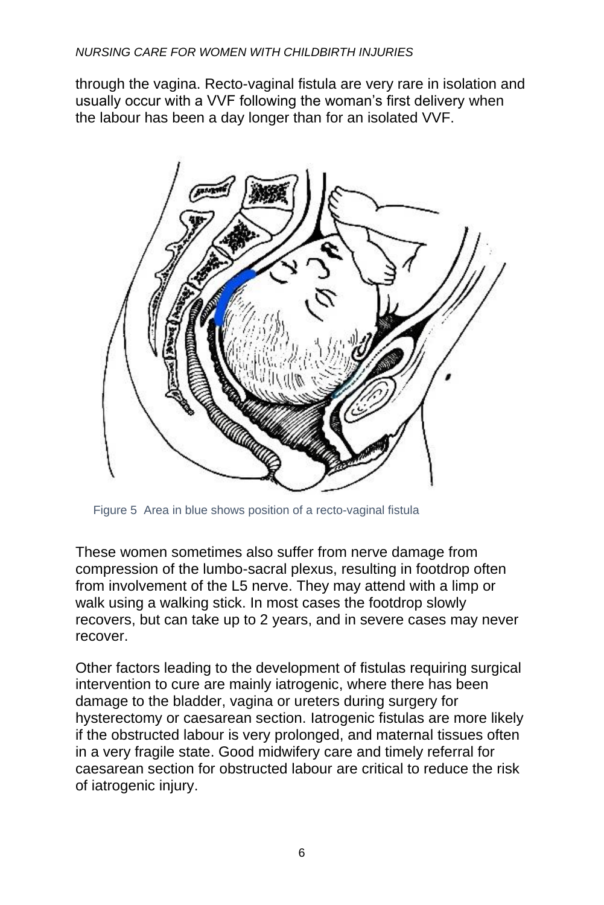through the vagina. Recto-vaginal fistula are very rare in isolation and usually occur with a VVF following the woman's first delivery when the labour has been a day longer than for an isolated VVF.

Figure 5 Area in blue shows position of a recto-vaginal fistula

These women sometimes also suffer from nerve damage from compression of the lumbo-sacral plexus, resulting in footdrop often from involvement of the L5 nerve. They may attend with a limp or walk using a walking stick. In most cases the footdrop slowly recovers, but can take up to 2 years, and in severe cases may never recover.

Other factors leading to the development of fistulas requiring surgical intervention to cure are mainly iatrogenic, where there has been damage to the bladder, vagina or ureters during surgery for hysterectomy or caesarean section. Iatrogenic fistulas are more likely if the obstructed labour is very prolonged, and maternal tissues often in a very fragile state. Good midwifery care and timely referral for caesarean section for obstructed labour are critical to reduce the risk of iatrogenic injury.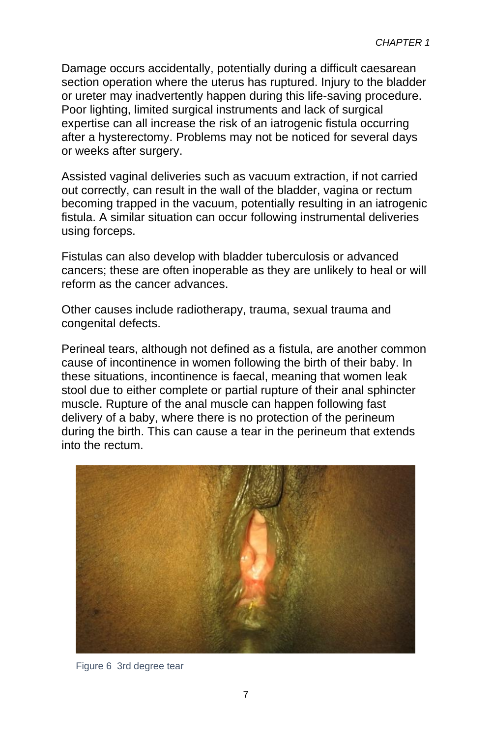Damage occurs accidentally, potentially during a difficult caesarean section operation where the uterus has ruptured. Injury to the bladder or ureter may inadvertently happen during this life-saving procedure. Poor lighting, limited surgical instruments and lack of surgical expertise can all increase the risk of an iatrogenic fistula occurring after a hysterectomy. Problems may not be noticed for several days or weeks after surgery.

Assisted vaginal deliveries such as vacuum extraction, if not carried out correctly, can result in the wall of the bladder, vagina or rectum becoming trapped in the vacuum, potentially resulting in an iatrogenic fistula. A similar situation can occur following instrumental deliveries using forceps.

Fistulas can also develop with bladder tuberculosis or advanced cancers; these are often inoperable as they are unlikely to heal or will reform as the cancer advances.

Other causes include radiotherapy, trauma, sexual trauma and congenital defects.

Perineal tears, although not defined as a fistula, are another common cause of incontinence in women following the birth of their baby. In these situations, incontinence is faecal, meaning that women leak stool due to either complete or partial rupture of their anal sphincter muscle. Rupture of the anal muscle can happen following fast delivery of a baby, where there is no protection of the perineum during the birth. This can cause a tear in the perineum that extends into the rectum.

Figure 6 3rd degree tear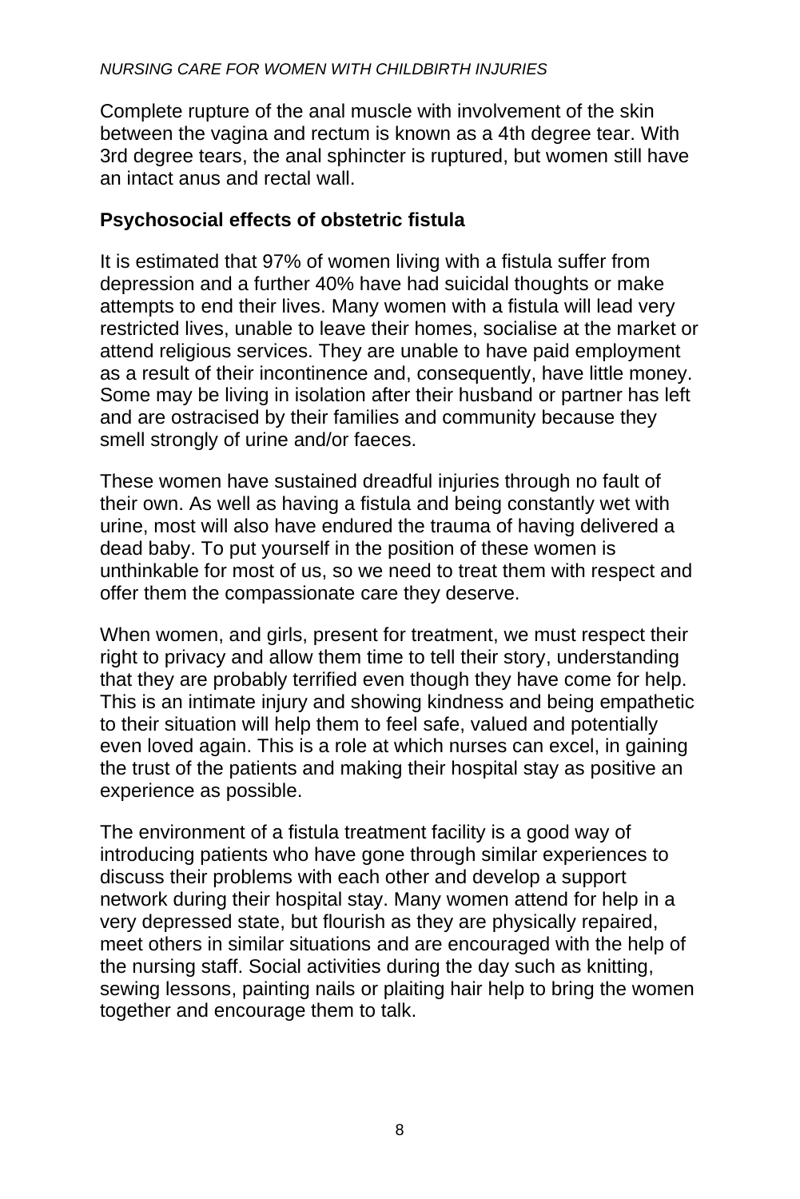Complete rupture of the anal muscle with involvement of the skin between the vagina and rectum is known as a 4th degree tear. With 3rd degree tears, the anal sphincter is ruptured, but women still have an intact anus and rectal wall.

## Psychosocial effects of obstetric fistula

It is estimated that 97% of women living with a fistula suffer from depression and a further 40% have had suicidal thoughts or make attempts to end their lives. Many women with a fistula will lead very restricted lives, unable to leave their homes, socialise at the market or attend religious services. They are unable to have paid employment as a result of their incontinence and, consequently, have little money. Some may be living in isolation after their husband or partner has left and are ostracised by their families and community because they smell strongly of urine and/or faeces.

These women have sustained dreadful injuries through no fault of their own. As well as having a fistula and being constantly wet with urine, most will also have endured the trauma of having delivered a dead baby. To put yourself in the position of these women is unthinkable for most of us, so we need to treat them with respect and offer them the compassionate care they deserve.

When women, and girls, present for treatment, we must respect their right to privacy and allow them time to tell their story, understanding that they are probably terrified even though they have come for help. This is an intimate injury and showing kindness and being empathetic to their situation will help them to feel safe, valued and potentially even loved again. This is a role at which nurses can excel, in gaining the trust of the patients and making their hospital stay as positive an experience as possible.

The environment of a fistula treatment facility is a good way of introducing patients who have gone through similar experiences to discuss their problems with each other and develop a support network during their hospital stay. Many women attend for help in a very depressed state, but flourish as they are physically repaired, meet others in similar situations and are encouraged with the help of the nursing staff. Social activities during the day such as knitting, sewing lessons, painting nails or plaiting hair help to bring the women together and encourage them to talk.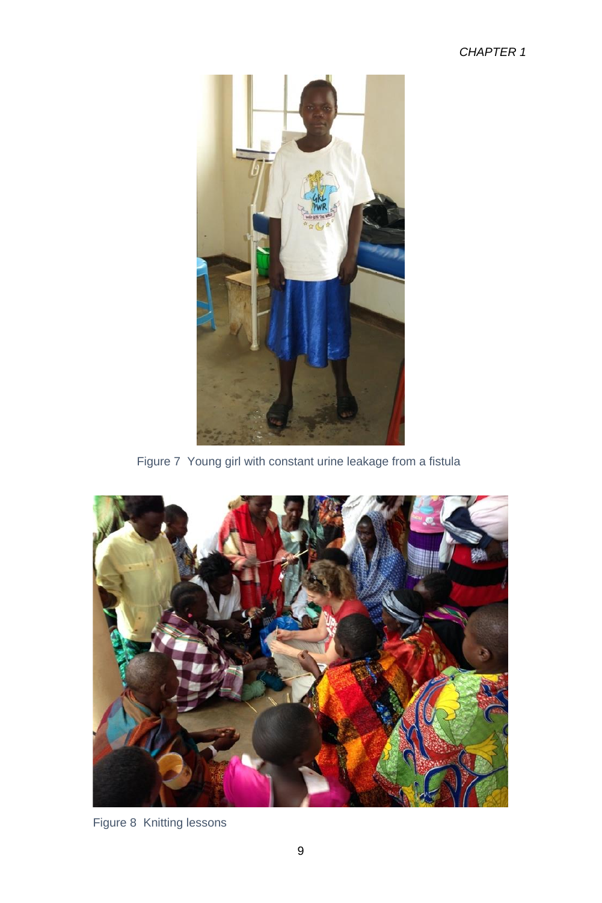Figure 7  Young girl with constant urine leakage from a fistula

Figure 8  Knitting lessons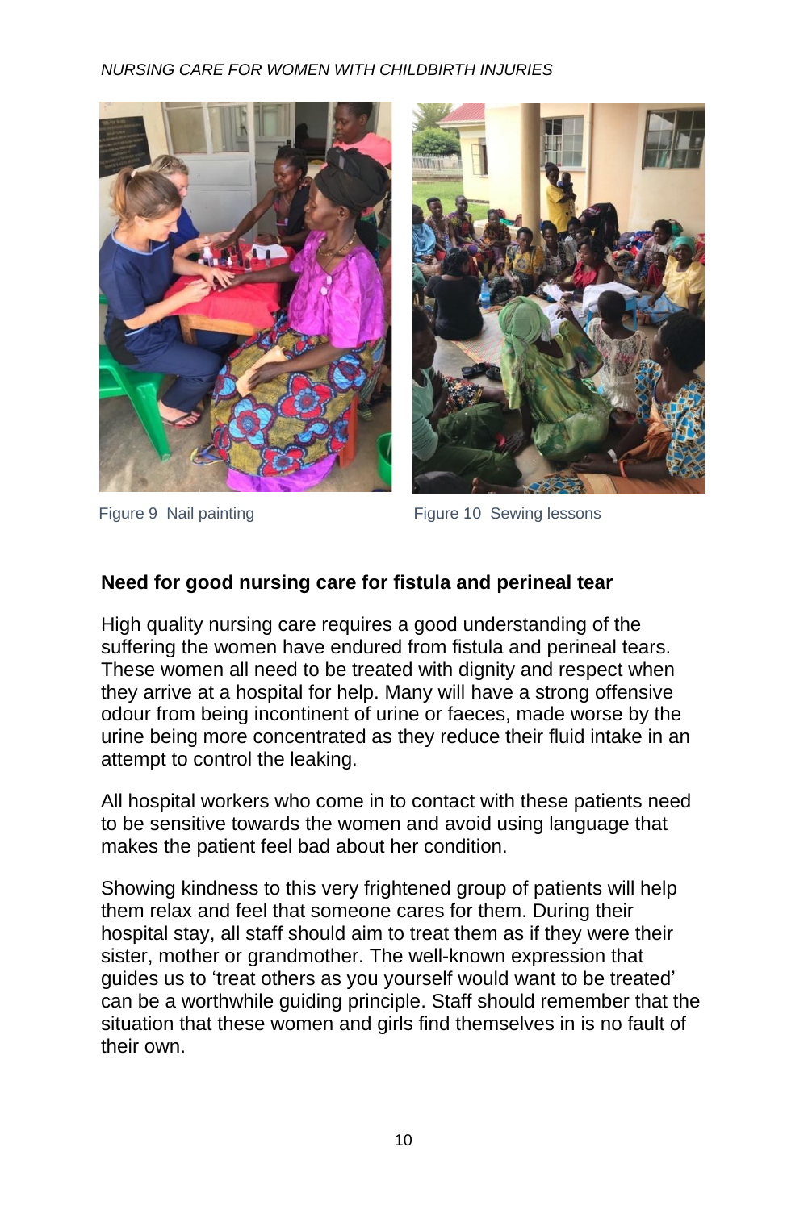Figure 9  Nail painting

Figure 10  Sewing lessons

## Need for good nursing care for fistula and perineal tear

High quality nursing care requires a good understanding of the suffering the women have endured from fistula and perineal tears. These women all need to be treated with dignity and respect when they arrive at a hospital for help. Many will have a strong offensive odour from being incontinent of urine or faeces, made worse by the urine being more concentrated as they reduce their fluid intake in an attempt to control the leaking.

All hospital workers who come in to contact with these patients need to be sensitive towards the women and avoid using language that makes the patient feel bad about her condition.

Showing kindness to this very frightened group of patients will help them relax and feel that someone cares for them. During their hospital stay, all staff should aim to treat them as if they were their sister, mother or grandmother. The well-known expression that guides us to 'treat others as you yourself would want to be treated' can be a worthwhile guiding principle. Staff should remember that the situation that these women and girls find themselves in is no fault of their own.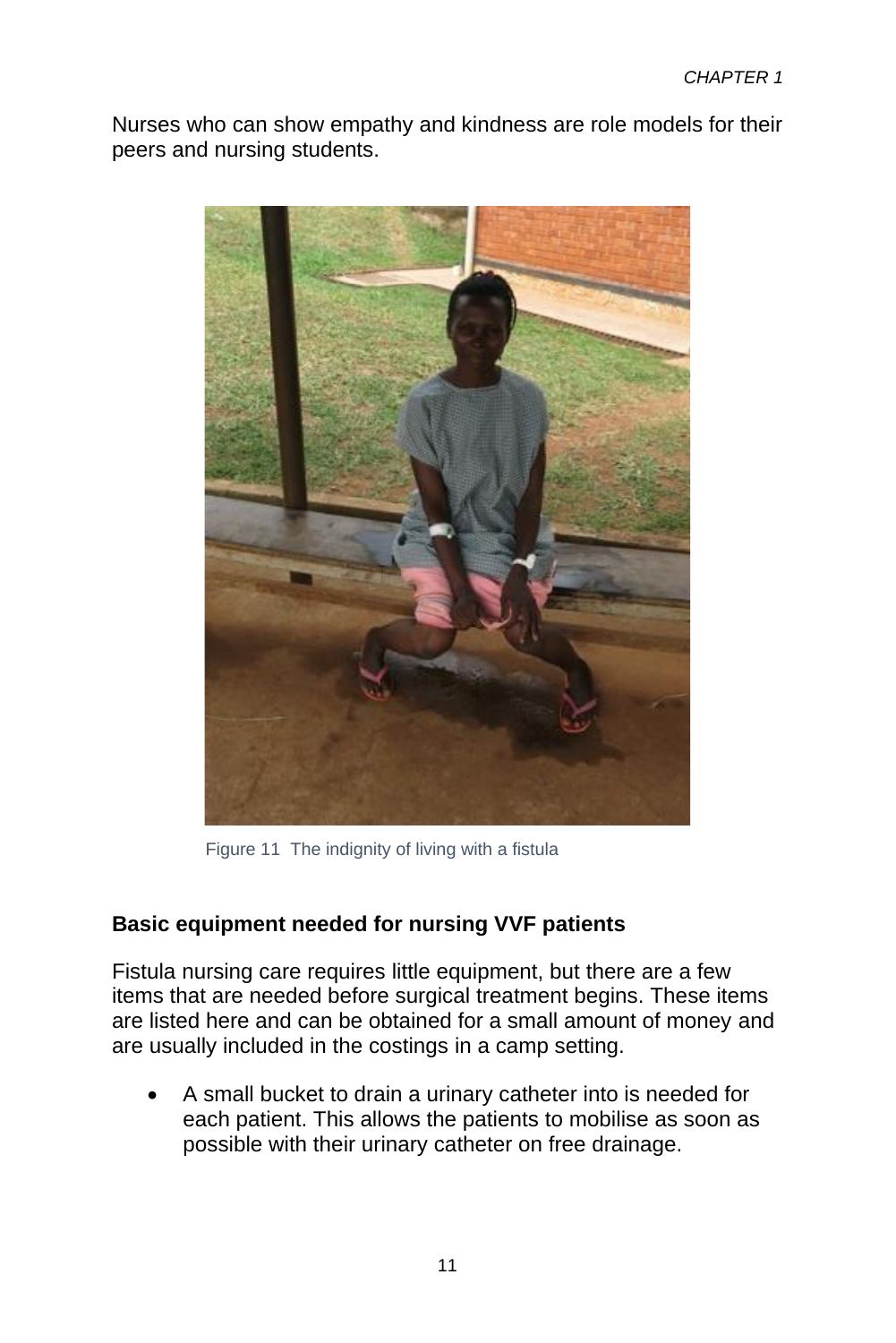Nurses who can show empathy and kindness are role models for their peers and nursing students.

Figure 11 The indignity of living with a fistula

## Basic equipment needed for nursing VVF patients

Fistula nursing care requires little equipment, but there are a few items that are needed before surgical treatment begins. These items are listed here and can be obtained for a small amount of money and are usually included in the costings in a camp setting.

- A small bucket to drain a urinary catheter into is needed for each patient. This allows the patients to mobilise as soon as possible with their urinary catheter on free drainage.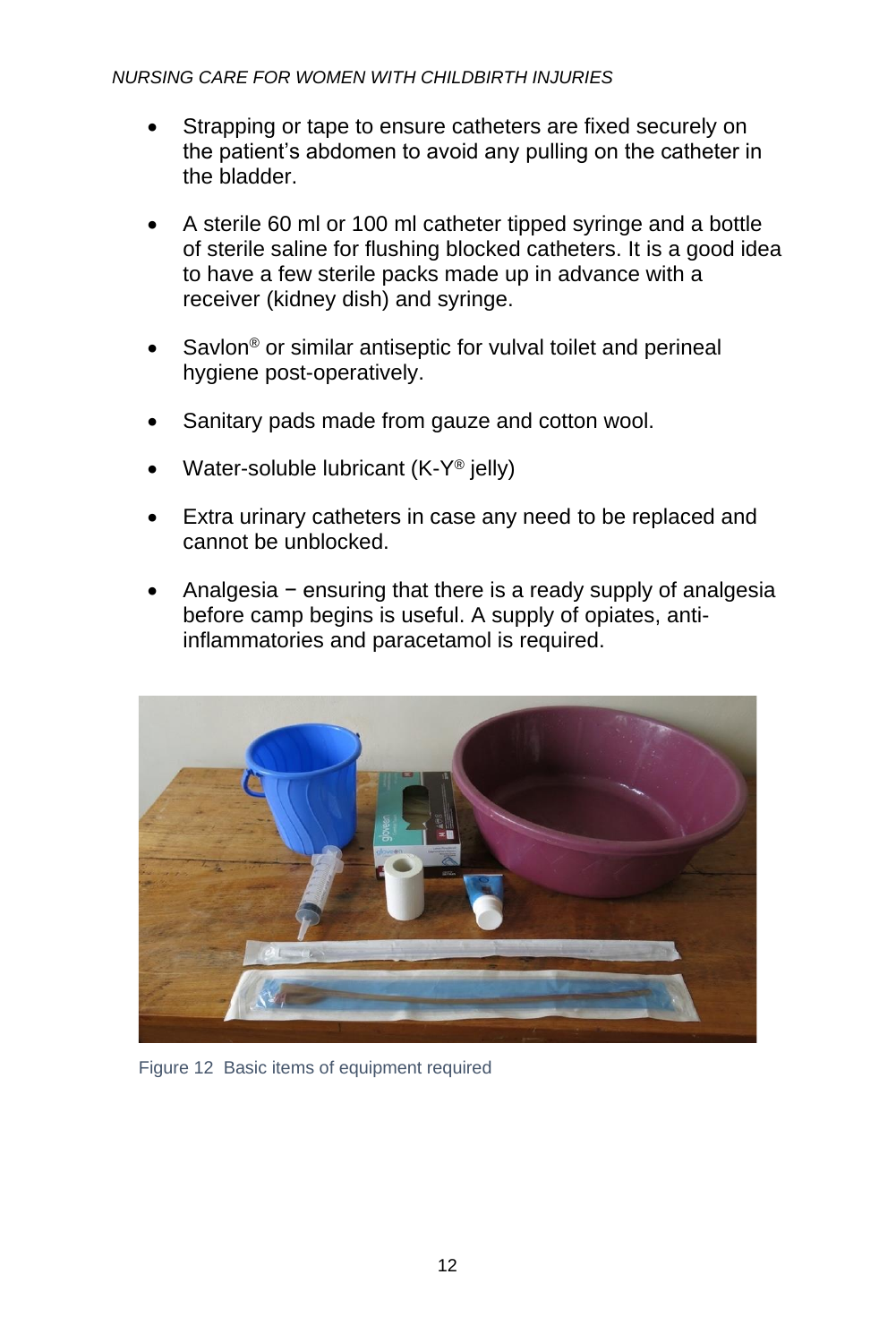- Strapping or tape to ensure catheters are fixed securely on the patient's abdomen to avoid any pulling on the catheter in the bladder.
- A sterile 60 ml or 100 ml catheter tipped syringe and a bottle of sterile saline for flushing blocked catheters. It is a good idea to have a few sterile packs made up in advance with a receiver (kidney dish) and syringe.
- Savlon® or similar antiseptic for vulval toilet and perineal hygiene post-operatively.
- Sanitary pads made from gauze and cotton wool.
- Water-soluble lubricant (K-Y® jelly)
- Extra urinary catheters in case any need to be replaced and cannot be unblocked.
- Analgesia − ensuring that there is a ready supply of analgesia before camp begins is useful. A supply of opiates, anti-inflammatories and paracetamol is required.

Figure 12 Basic items of equipment required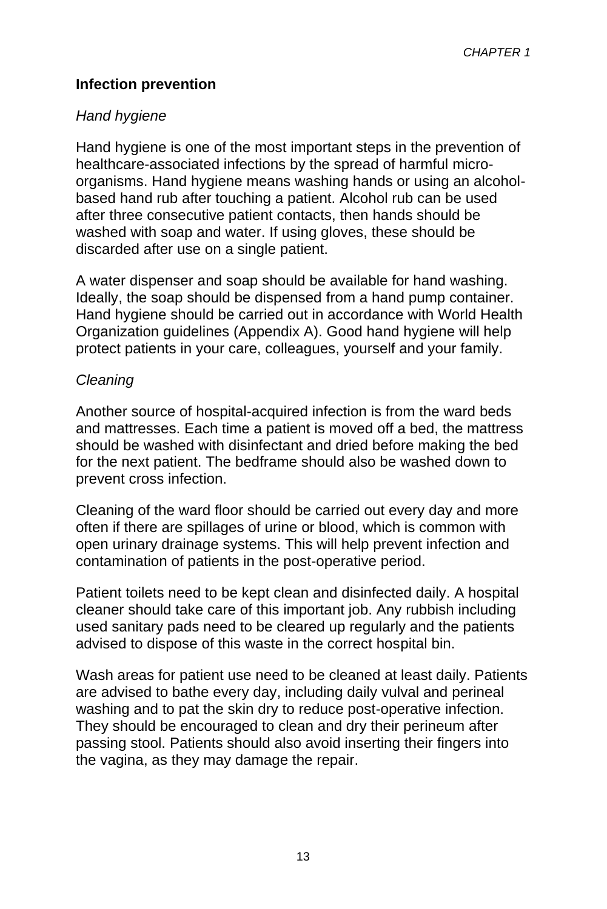## Infection prevention

### *Hand hygiene*

Hand hygiene is one of the most important steps in the prevention of healthcare-associated infections by the spread of harmful micro-organisms. Hand hygiene means washing hands or using an alcohol-based hand rub after touching a patient. Alcohol rub can be used after three consecutive patient contacts, then hands should be washed with soap and water. If using gloves, these should be discarded after use on a single patient.

A water dispenser and soap should be available for hand washing. Ideally, the soap should be dispensed from a hand pump container. Hand hygiene should be carried out in accordance with World Health Organization guidelines (Appendix A). Good hand hygiene will help protect patients in your care, colleagues, yourself and your family.

### *Cleaning*

Another source of hospital-acquired infection is from the ward beds and mattresses. Each time a patient is moved off a bed, the mattress should be washed with disinfectant and dried before making the bed for the next patient. The bedframe should also be washed down to prevent cross infection.

Cleaning of the ward floor should be carried out every day and more often if there are spillages of urine or blood, which is common with open urinary drainage systems. This will help prevent infection and contamination of patients in the post-operative period.

Patient toilets need to be kept clean and disinfected daily. A hospital cleaner should take care of this important job. Any rubbish including used sanitary pads need to be cleared up regularly and the patients advised to dispose of this waste in the correct hospital bin.

Wash areas for patient use need to be cleaned at least daily. Patients are advised to bathe every day, including daily vulval and perineal washing and to pat the skin dry to reduce post-operative infection. They should be encouraged to clean and dry their perineum after passing stool. Patients should also avoid inserting their fingers into the vagina, as they may damage the repair.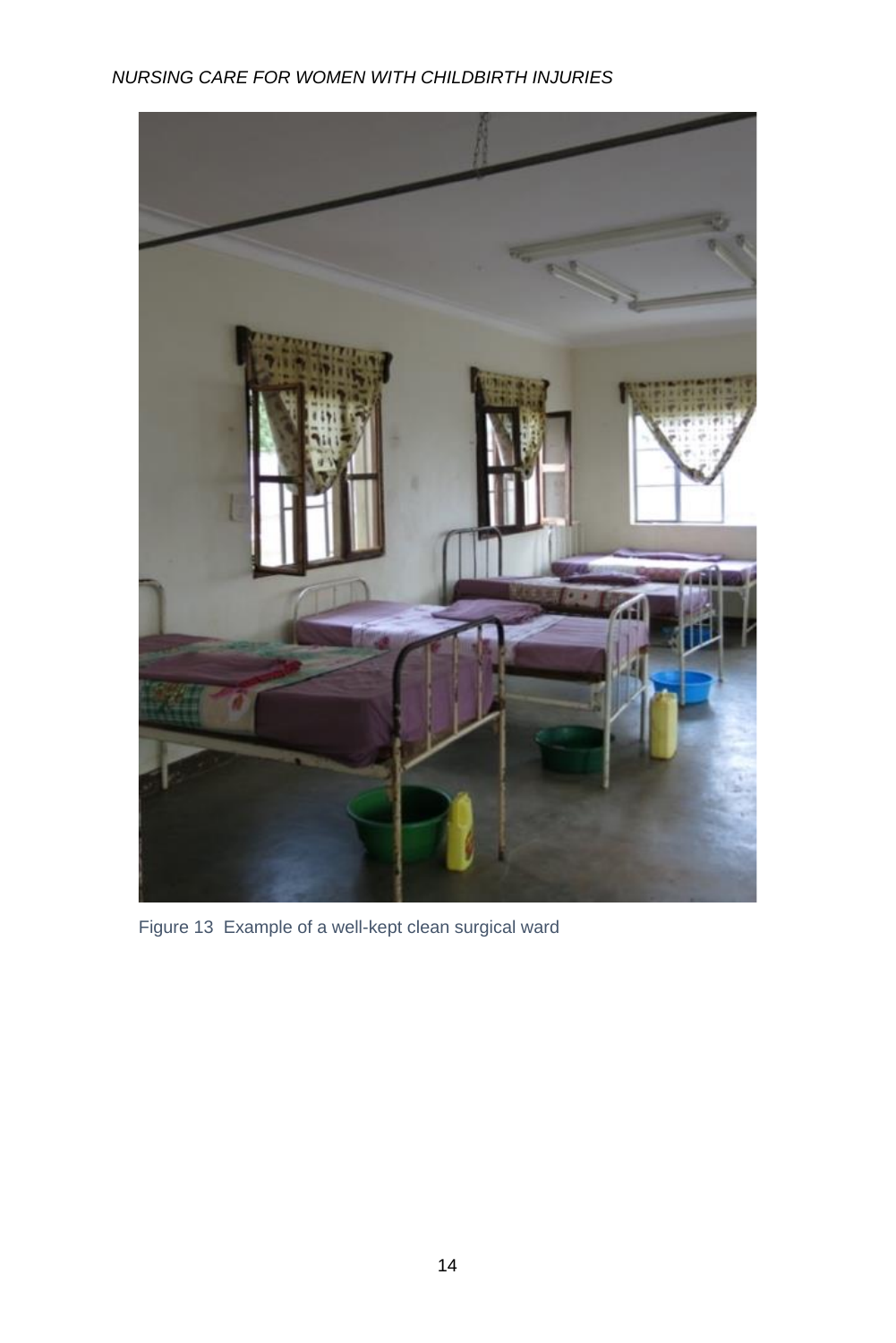Figure 13 Example of a well-kept clean surgical ward